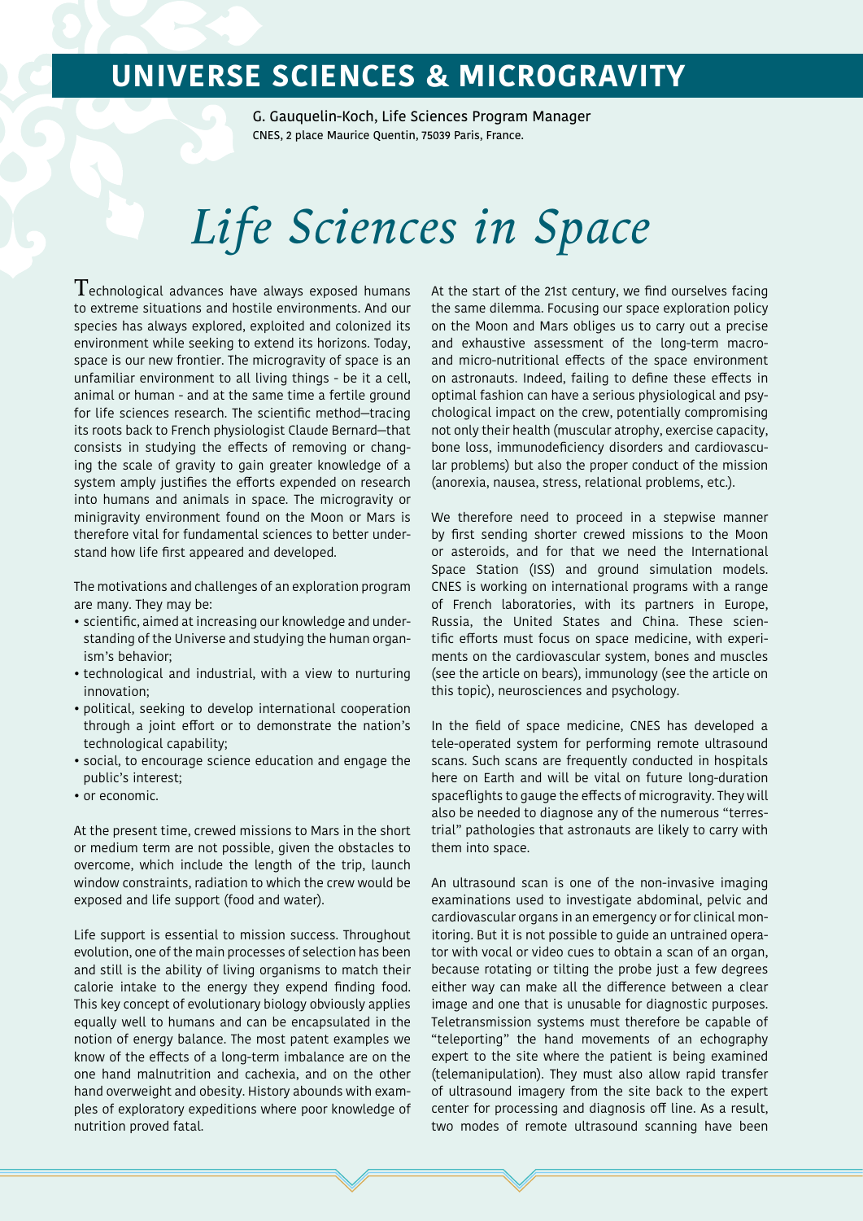# UNIVERSE SCIENCES & MICROGRAVITY

G. Gauquelin-Koch, Life Sciences Program Manager
CNES, 2 place Maurice Quentin, 75039 Paris, France.

# *Life Sciences in Space*

Technological advances have always exposed humans to extreme situations and hostile environments. And our species has always explored, exploited and colonized its environment while seeking to extend its horizons. Today, space is our new frontier. The microgravity of space is an unfamiliar environment to all living things - be it a cell, animal or human - and at the same time a fertile ground for life sciences research. The scientific method—tracing its roots back to French physiologist Claude Bernard—that consists in studying the effects of removing or changing the scale of gravity to gain greater knowledge of a system amply justifies the efforts expended on research into humans and animals in space. The microgravity or minigravity environment found on the Moon or Mars is therefore vital for fundamental sciences to better understand how life first appeared and developed.

The motivations and challenges of an exploration program are many. They may be:

- scientific, aimed at increasing our knowledge and understanding of the Universe and studying the human organism's behavior;
- technological and industrial, with a view to nurturing innovation;
- political, seeking to develop international cooperation through a joint effort or to demonstrate the nation's technological capability;
- social, to encourage science education and engage the public's interest;
- or economic.

At the present time, crewed missions to Mars in the short or medium term are not possible, given the obstacles to overcome, which include the length of the trip, launch window constraints, radiation to which the crew would be exposed and life support (food and water).

Life support is essential to mission success. Throughout evolution, one of the main processes of selection has been and still is the ability of living organisms to match their calorie intake to the energy they expend finding food. This key concept of evolutionary biology obviously applies equally well to humans and can be encapsulated in the notion of energy balance. The most patent examples we know of the effects of a long-term imbalance are on the one hand malnutrition and cachexia, and on the other hand overweight and obesity. History abounds with examples of exploratory expeditions where poor knowledge of nutrition proved fatal.

At the start of the 21st century, we find ourselves facing the same dilemma. Focusing our space exploration policy on the Moon and Mars obliges us to carry out a precise and exhaustive assessment of the long-term macro- and micro-nutritional effects of the space environment on astronauts. Indeed, failing to define these effects in optimal fashion can have a serious physiological and psychological impact on the crew, potentially compromising not only their health (muscular atrophy, exercise capacity, bone loss, immunodeficiency disorders and cardiovascular problems) but also the proper conduct of the mission (anorexia, nausea, stress, relational problems, etc.).

We therefore need to proceed in a stepwise manner by first sending shorter crewed missions to the Moon or asteroids, and for that we need the International Space Station (ISS) and ground simulation models. CNES is working on international programs with a range of French laboratories, with its partners in Europe, Russia, the United States and China. These scientific efforts must focus on space medicine, with experiments on the cardiovascular system, bones and muscles (see the article on bears), immunology (see the article on this topic), neurosciences and psychology.

In the field of space medicine, CNES has developed a tele-operated system for performing remote ultrasound scans. Such scans are frequently conducted in hospitals here on Earth and will be vital on future long-duration spaceflights to gauge the effects of microgravity. They will also be needed to diagnose any of the numerous "terrestrial" pathologies that astronauts are likely to carry with them into space.

An ultrasound scan is one of the non-invasive imaging examinations used to investigate abdominal, pelvic and cardiovascular organs in an emergency or for clinical monitoring. But it is not possible to guide an untrained operator with vocal or video cues to obtain a scan of an organ, because rotating or tilting the probe just a few degrees either way can make all the difference between a clear image and one that is unusable for diagnostic purposes. Teletransmission systems must therefore be capable of "teleporting" the hand movements of an echography expert to the site where the patient is being examined (telemanipulation). They must also allow rapid transfer of ultrasound imagery from the site back to the expert center for processing and diagnosis off line. As a result, two modes of remote ultrasound scanning have been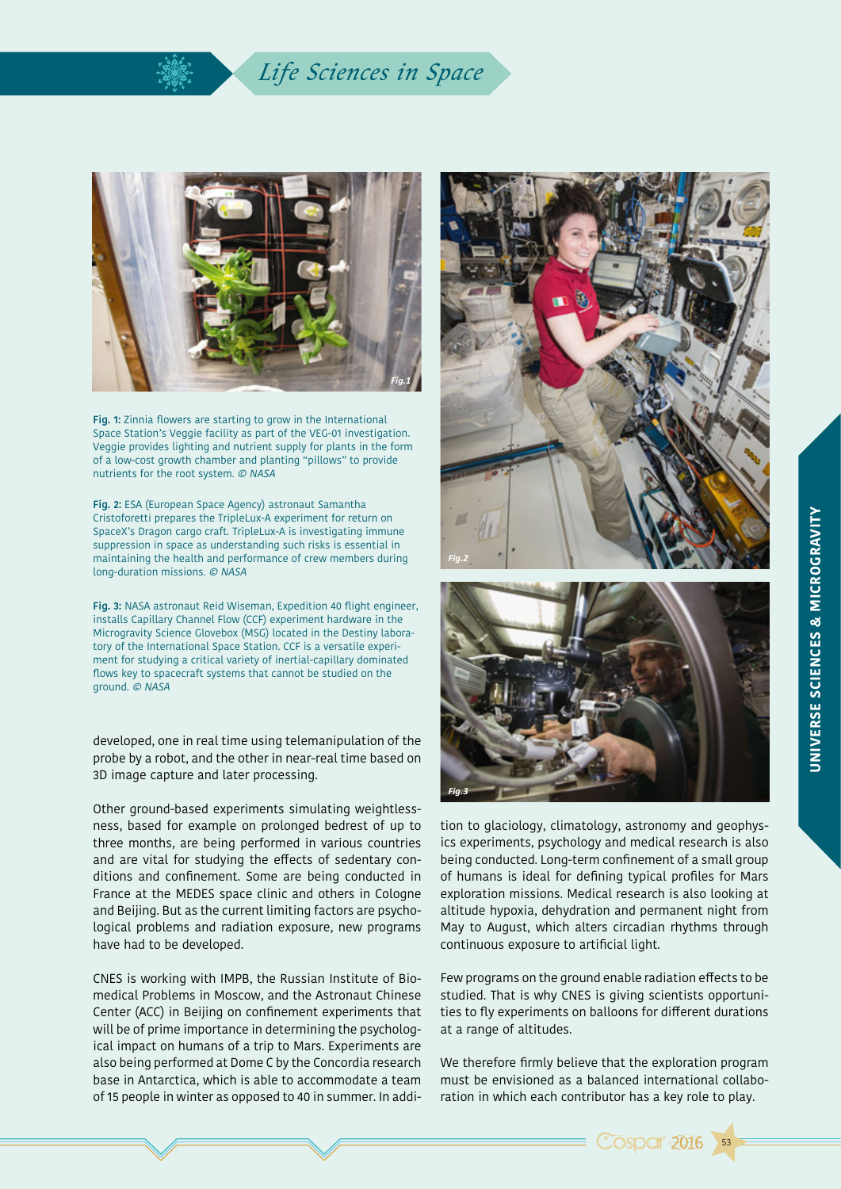**Fig. 1:** Zinnia flowers are starting to grow in the International Space Station's Veggie facility as part of the VEG-01 investigation. Veggie provides lighting and nutrient supply for plants in the form of a low-cost growth chamber and planting "pillows" to provide nutrients for the root system. *© NASA*

**Fig. 2:** ESA (European Space Agency) astronaut Samantha Cristoforetti prepares the TripleLux-A experiment for return on SpaceX's Dragon cargo craft. TripleLux-A is investigating immune suppression in space as understanding such risks is essential in maintaining the health and performance of crew members during long-duration missions. *© NASA*

**Fig. 3:** NASA astronaut Reid Wiseman, Expedition 40 flight engineer, installs Capillary Channel Flow (CCF) experiment hardware in the Microgravity Science Glovebox (MSG) located in the Destiny laboratory of the International Space Station. CCF is a versatile experiment for studying a critical variety of inertial-capillary dominated flows key to spacecraft systems that cannot be studied on the ground. *© NASA*

developed, one in real time using telemanipulation of the probe by a robot, and the other in near-real time based on 3D image capture and later processing.

Other ground-based experiments simulating weightlessness, based for example on prolonged bedrest of up to three months, are being performed in various countries and are vital for studying the effects of sedentary conditions and confinement. Some are being conducted in France at the MEDES space clinic and others in Cologne and Beijing. But as the current limiting factors are psychological problems and radiation exposure, new programs have had to be developed.

CNES is working with IMPB, the Russian Institute of Biomedical Problems in Moscow, and the Astronaut Chinese Center (ACC) in Beijing on confinement experiments that will be of prime importance in determining the psychological impact on humans of a trip to Mars. Experiments are also being performed at Dome C by the Concordia research base in Antarctica, which is able to accommodate a team of 15 people in winter as opposed to 40 in summer. In addition to glaciology, climatology, astronomy and geophysics experiments, psychology and medical research is also being conducted. Long-term confinement of a small group of humans is ideal for defining typical profiles for Mars exploration missions. Medical research is also looking at altitude hypoxia, dehydration and permanent night from May to August, which alters circadian rhythms through continuous exposure to artificial light.

Few programs on the ground enable radiation effects to be studied. That is why CNES is giving scientists opportunities to fly experiments on balloons for different durations at a range of altitudes.

We therefore firmly believe that the exploration program must be envisioned as a balanced international collaboration in which each contributor has a key role to play.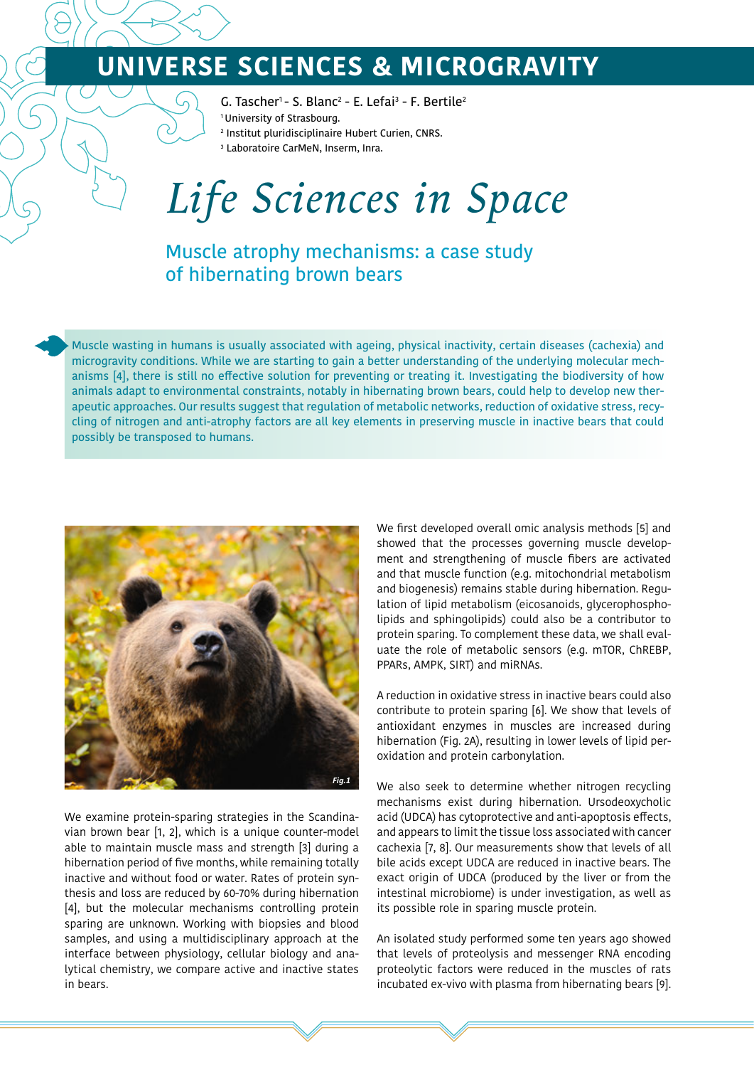# UNIVERSE SCIENCES & MICROGRAVITY

G. Tascher[1] - S. Blanc[2] - E. Lefai[3] - F. Bertile[2]

[1] University of Strasbourg.
[2] Institut pluridisciplinaire Hubert Curien, CNRS.
[3] Laboratoire CarMeN, Inserm, Inra.

# *Life Sciences in Space*

## Muscle atrophy mechanisms: a case study of hibernating brown bears

Muscle wasting in humans is usually associated with ageing, physical inactivity, certain diseases (cachexia) and microgravity conditions. While we are starting to gain a better understanding of the underlying molecular mechanisms [4], there is still no effective solution for preventing or treating it. Investigating the biodiversity of how animals adapt to environmental constraints, notably in hibernating brown bears, could help to develop new therapeutic approaches. Our results suggest that regulation of metabolic networks, reduction of oxidative stress, recycling of nitrogen and anti-atrophy factors are all key elements in preserving muscle in inactive bears that could possibly be transposed to humans.

*Fig.1*

We examine protein-sparing strategies in the Scandinavian brown bear [1, 2], which is a unique counter-model able to maintain muscle mass and strength [3] during a hibernation period of five months, while remaining totally inactive and without food or water. Rates of protein synthesis and loss are reduced by 60-70% during hibernation [4], but the molecular mechanisms controlling protein sparing are unknown. Working with biopsies and blood samples, and using a multidisciplinary approach at the interface between physiology, cellular biology and analytical chemistry, we compare active and inactive states in bears.

We first developed overall omic analysis methods [5] and showed that the processes governing muscle development and strengthening of muscle fibers are activated and that muscle function (e.g. mitochondrial metabolism and biogenesis) remains stable during hibernation. Regulation of lipid metabolism (eicosanoids, glycerophospholipids and sphingolipids) could also be a contributor to protein sparing. To complement these data, we shall evaluate the role of metabolic sensors (e.g. mTOR, ChREBP, PPARs, AMPK, SIRT) and miRNAs.

A reduction in oxidative stress in inactive bears could also contribute to protein sparing [6]. We show that levels of antioxidant enzymes in muscles are increased during hibernation (Fig. 2A), resulting in lower levels of lipid peroxidation and protein carbonylation.

We also seek to determine whether nitrogen recycling mechanisms exist during hibernation. Ursodeoxycholic acid (UDCA) has cytoprotective and anti-apoptosis effects, and appears to limit the tissue loss associated with cancer cachexia [7, 8]. Our measurements show that levels of all bile acids except UDCA are reduced in inactive bears. The exact origin of UDCA (produced by the liver or from the intestinal microbiome) is under investigation, as well as its possible role in sparing muscle protein.

An isolated study performed some ten years ago showed that levels of proteolysis and messenger RNA encoding proteolytic factors were reduced in the muscles of rats incubated ex-vivo with plasma from hibernating bears [9].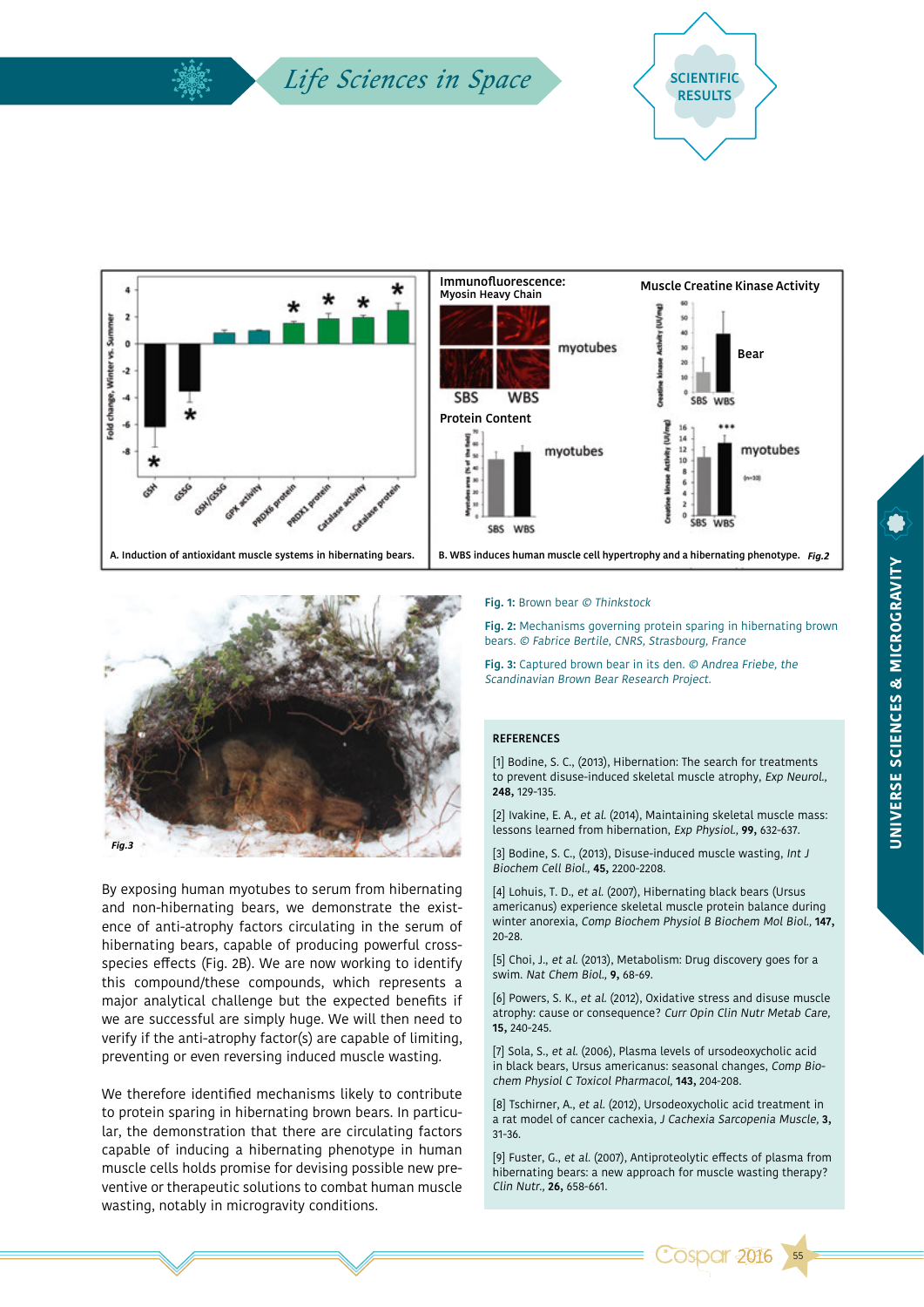A. Induction of antioxidant muscle systems in hibernating bears.

B. WBS induces human muscle cell hypertrophy and a hibernating phenotype. *Fig.2*

*Fig.3*

**Fig. 1:** Brown bear *© Thinkstock*

**Fig. 2:** Mechanisms governing protein sparing in hibernating brown bears. *© Fabrice Bertile, CNRS, Strasbourg, France*

**Fig. 3:** Captured brown bear in its den. *© Andrea Friebe, the Scandinavian Brown Bear Research Project.*

By exposing human myotubes to serum from hibernating and non-hibernating bears, we demonstrate the existence of anti-atrophy factors circulating in the serum of hibernating bears, capable of producing powerful cross-species effects (Fig. 2B). We are now working to identify this compound/these compounds, which represents a major analytical challenge but the expected benefits if we are successful are simply huge. We will then need to verify if the anti-atrophy factor(s) are capable of limiting, preventing or even reversing induced muscle wasting.

We therefore identified mechanisms likely to contribute to protein sparing in hibernating brown bears. In particular, the demonstration that there are circulating factors capable of inducing a hibernating phenotype in human muscle cells holds promise for devising possible new preventive or therapeutic solutions to combat human muscle wasting, notably in microgravity conditions.

## REFERENCES

[1] Bodine, S. C., (2013), Hibernation: The search for treatments to prevent disuse-induced skeletal muscle atrophy, *Exp Neurol.*, **248,** 129-135.

[2] Ivakine, E. A., *et al.* (2014), Maintaining skeletal muscle mass: lessons learned from hibernation, *Exp Physiol.*, **99,** 632-637.

[3] Bodine, S. C., (2013), Disuse-induced muscle wasting, *Int J Biochem Cell Biol.*, **45,** 2200-2208.

[4] Lohuis, T. D., *et al.* (2007), Hibernating black bears (Ursus americanus) experience skeletal muscle protein balance during winter anorexia, *Comp Biochem Physiol B Biochem Mol Biol.*, **147,** 20-28.

[5] Choi, J., *et al.* (2013), Metabolism: Drug discovery goes for a swim. *Nat Chem Biol.*, **9,** 68-69.

[6] Powers, S. K., *et al.* (2012), Oxidative stress and disuse muscle atrophy: cause or consequence? *Curr Opin Clin Nutr Metab Care*, **15,** 240-245.

[7] Sola, S., *et al.* (2006), Plasma levels of ursodeoxycholic acid in black bears, Ursus americanus: seasonal changes, *Comp Biochem Physiol C Toxicol Pharmacol*, **143,** 204-208.

[8] Tschirner, A., *et al.* (2012), Ursodeoxycholic acid treatment in a rat model of cancer cachexia, *J Cachexia Sarcopenia Muscle*, **3,** 31-36.

[9] Fuster, G., *et al.* (2007), Antiproteolytic effects of plasma from hibernating bears: a new approach for muscle wasting therapy? *Clin Nutr.*, **26,** 658-661.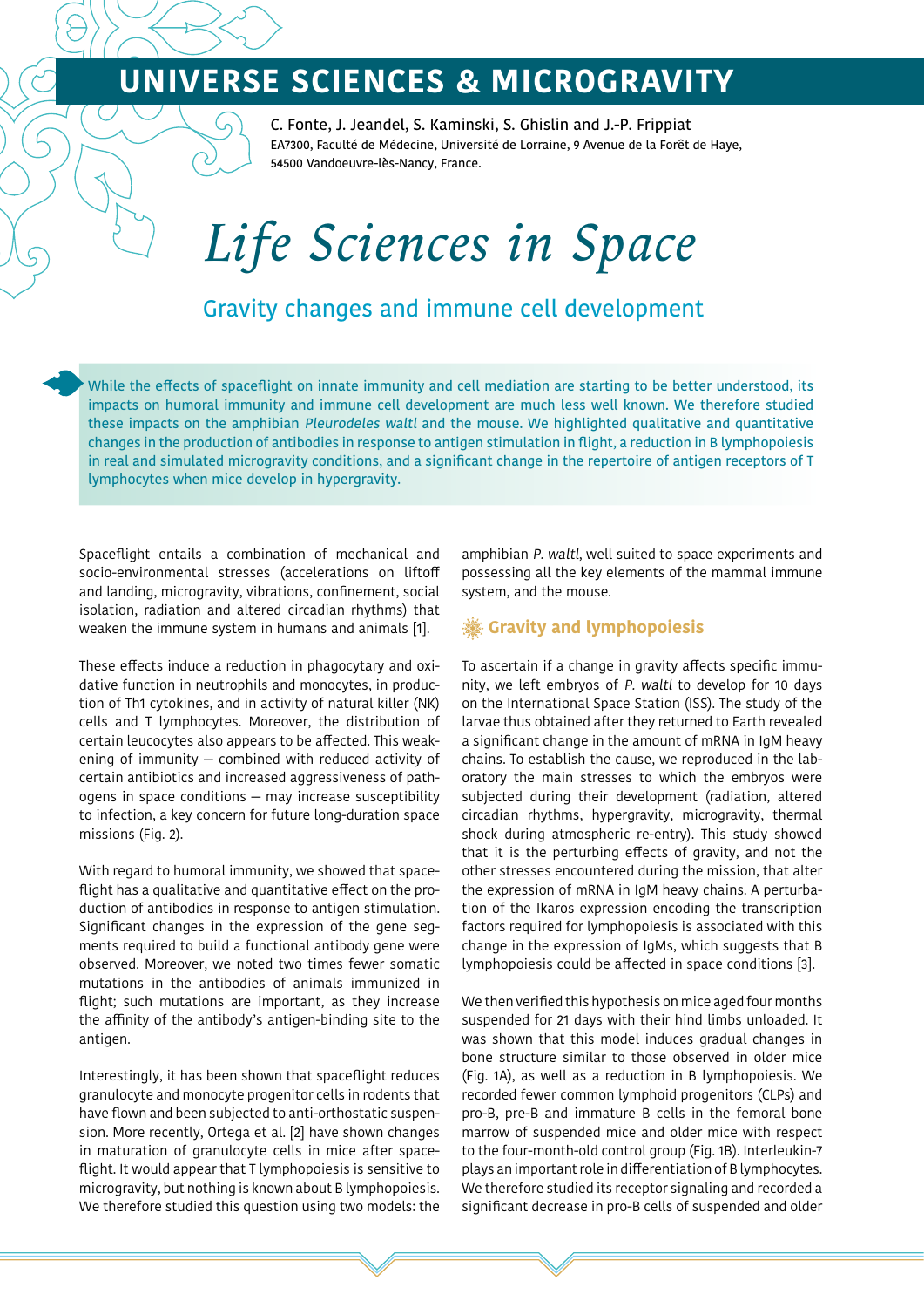# UNIVERSE SCIENCES & MICROGRAVITY

C. Fonte, J. Jeandel, S. Kaminski, S. Ghislin and J.-P. Frippiat
EA7300, Faculté de Médecine, Université de Lorraine, 9 Avenue de la Forêt de Haye, 54500 Vandoeuvre-lès-Nancy, France.

# *Life Sciences in Space*

## Gravity changes and immune cell development

While the effects of spaceflight on innate immunity and cell mediation are starting to be better understood, its impacts on humoral immunity and immune cell development are much less well known. We therefore studied these impacts on the amphibian *Pleurodeles waltl* and the mouse. We highlighted qualitative and quantitative changes in the production of antibodies in response to antigen stimulation in flight, a reduction in B lymphopoiesis in real and simulated microgravity conditions, and a significant change in the repertoire of antigen receptors of T lymphocytes when mice develop in hypergravity.

Spaceflight entails a combination of mechanical and socio-environmental stresses (accelerations on liftoff and landing, microgravity, vibrations, confinement, social isolation, radiation and altered circadian rhythms) that weaken the immune system in humans and animals [1].

These effects induce a reduction in phagocytary and oxidative function in neutrophils and monocytes, in production of Th1 cytokines, and in activity of natural killer (NK) cells and T lymphocytes. Moreover, the distribution of certain leucocytes also appears to be affected. This weakening of immunity – combined with reduced activity of certain antibiotics and increased aggressiveness of pathogens in space conditions – may increase susceptibility to infection, a key concern for future long-duration space missions (Fig. 2).

With regard to humoral immunity, we showed that spaceflight has a qualitative and quantitative effect on the production of antibodies in response to antigen stimulation. Significant changes in the expression of the gene segments required to build a functional antibody gene were observed. Moreover, we noted two times fewer somatic mutations in the antibodies of animals immunized in flight; such mutations are important, as they increase the affinity of the antibody's antigen-binding site to the antigen.

Interestingly, it has been shown that spaceflight reduces granulocyte and monocyte progenitor cells in rodents that have flown and been subjected to anti-orthostatic suspension. More recently, Ortega et al. [2] have shown changes in maturation of granulocyte cells in mice after spaceflight. It would appear that T lymphopoiesis is sensitive to microgravity, but nothing is known about B lymphopoiesis. We therefore studied this question using two models: the amphibian *P. waltl*, well suited to space experiments and possessing all the key elements of the mammal immune system, and the mouse.

### Gravity and lymphopoiesis

To ascertain if a change in gravity affects specific immunity, we left embryos of *P. waltl* to develop for 10 days on the International Space Station (ISS). The study of the larvae thus obtained after they returned to Earth revealed a significant change in the amount of mRNA in IgM heavy chains. To establish the cause, we reproduced in the laboratory the main stresses to which the embryos were subjected during their development (radiation, altered circadian rhythms, hypergravity, microgravity, thermal shock during atmospheric re-entry). This study showed that it is the perturbing effects of gravity, and not the other stresses encountered during the mission, that alter the expression of mRNA in IgM heavy chains. A perturbation of the Ikaros expression encoding the transcription factors required for lymphopoiesis is associated with this change in the expression of IgMs, which suggests that B lymphopoiesis could be affected in space conditions [3].

We then verified this hypothesis on mice aged four months suspended for 21 days with their hind limbs unloaded. It was shown that this model induces gradual changes in bone structure similar to those observed in older mice (Fig. 1A), as well as a reduction in B lymphopoiesis. We recorded fewer common lymphoid progenitors (CLPs) and pro-B, pre-B and immature B cells in the femoral bone marrow of suspended mice and older mice with respect to the four-month-old control group (Fig. 1B). Interleukin-7 plays an important role in differentiation of B lymphocytes. We therefore studied its receptor signaling and recorded a significant decrease in pro-B cells of suspended and older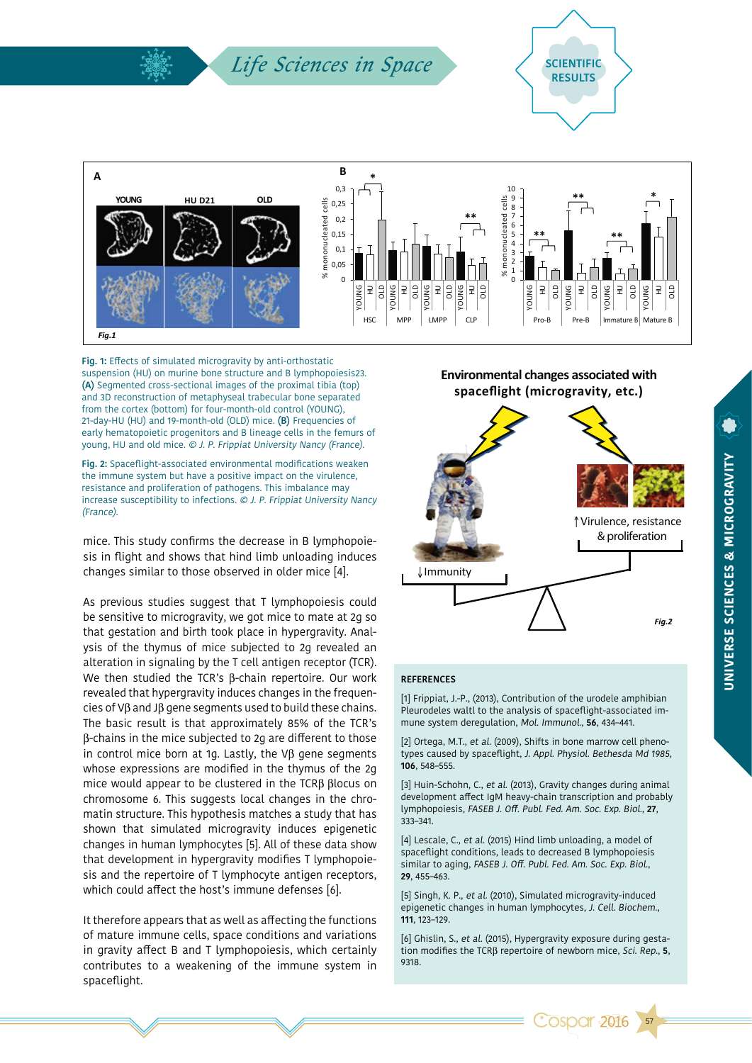**A**

YOUNG
HU D21
OLD

**B**

% mononucleated cells

0,3
0,25
0,2
0,15
0,1
0,05
0

YOUNG HU OLD — HSC
YOUNG HU OLD — MPP
YOUNG HU OLD — LMPP
YOUNG HU OLD — CLP

% mononucleated cells

10
9
8
7
6
5
4
3
2
1
0

YOUNG HU OLD — Pro-B
YOUNG HU OLD — Pre-B
YOUNG HU OLD — Immature B
YOUNG HU OLD — Mature B

*Fig.1*

**Fig. 1:** Effects of simulated microgravity by anti-orthostatic suspension (HU) on murine bone structure and B lymphopoiesis23. **(A)** Segmented cross-sectional images of the proximal tibia (top) and 3D reconstruction of metaphyseal trabecular bone separated from the cortex (bottom) for four-month-old control (YOUNG), 21-day-HU (HU) and 19-month-old (OLD) mice. **(B)** Frequencies of early hematopoietic progenitors and B lineage cells in the femurs of young, HU and old mice. *© J. P. Frippiat University Nancy (France).*

**Fig. 2:** Spaceflight-associated environmental modifications weaken the immune system but have a positive impact on the virulence, resistance and proliferation of pathogens. This imbalance may increase susceptibility to infections. *© J. P. Frippiat University Nancy (France).*

**Environmental changes associated with spaceflight (microgravity, etc.)**

↓Immunity

↑Virulence, resistance & proliferation

*Fig.2*

mice. This study confirms the decrease in B lymphopoiesis in flight and shows that hind limb unloading induces changes similar to those observed in older mice [4].

As previous studies suggest that T lymphopoiesis could be sensitive to microgravity, we got mice to mate at 2g so that gestation and birth took place in hypergravity. Analysis of the thymus of mice subjected to 2g revealed an alteration in signaling by the T cell antigen receptor (TCR). We then studied the TCR's β-chain repertoire. Our work revealed that hypergravity induces changes in the frequencies of Vβ and Jβ gene segments used to build these chains. The basic result is that approximately 85% of the TCR's β-chains in the mice subjected to 2g are different to those in control mice born at 1g. Lastly, the Vβ gene segments whose expressions are modified in the thymus of the 2g mice would appear to be clustered in the TCRβ βlocus on chromosome 6. This suggests local changes in the chromatin structure. This hypothesis matches a study that has shown that simulated microgravity induces epigenetic changes in human lymphocytes [5]. All of these data show that development in hypergravity modifies T lymphopoiesis and the repertoire of T lymphocyte antigen receptors, which could affect the host's immune defenses [6].

It therefore appears that as well as affecting the functions of mature immune cells, space conditions and variations in gravity affect B and T lymphopoiesis, which certainly contributes to a weakening of the immune system in spaceflight.

#### REFERENCES

[1] Frippiat, J.-P., (2013), Contribution of the urodele amphibian Pleurodeles waltl to the analysis of spaceflight-associated immune system deregulation, *Mol. Immunol.*, **56**, 434–441.

[2] Ortega, M.T., *et al.* (2009), Shifts in bone marrow cell phenotypes caused by spaceflight, *J. Appl. Physiol. Bethesda Md 1985*, **106**, 548–555.

[3] Huin-Schohn, C., *et al.* (2013), Gravity changes during animal development affect IgM heavy-chain transcription and probably lymphopoiesis, *FASEB J. Off. Publ. Fed. Am. Soc. Exp. Biol.*, **27**, 333–341.

[4] Lescale, C., *et al.* (2015) Hind limb unloading, a model of spaceflight conditions, leads to decreased B lymphopoiesis similar to aging, *FASEB J. Off. Publ. Fed. Am. Soc. Exp. Biol.*, **29**, 455–463.

[5] Singh, K. P., *et al.* (2010), Simulated microgravity-induced epigenetic changes in human lymphocytes, *J. Cell. Biochem.*, **111**, 123–129.

[6] Ghislin, S., *et al.* (2015), Hypergravity exposure during gestation modifies the TCRβ repertoire of newborn mice, *Sci. Rep.*, **5**, 9318.